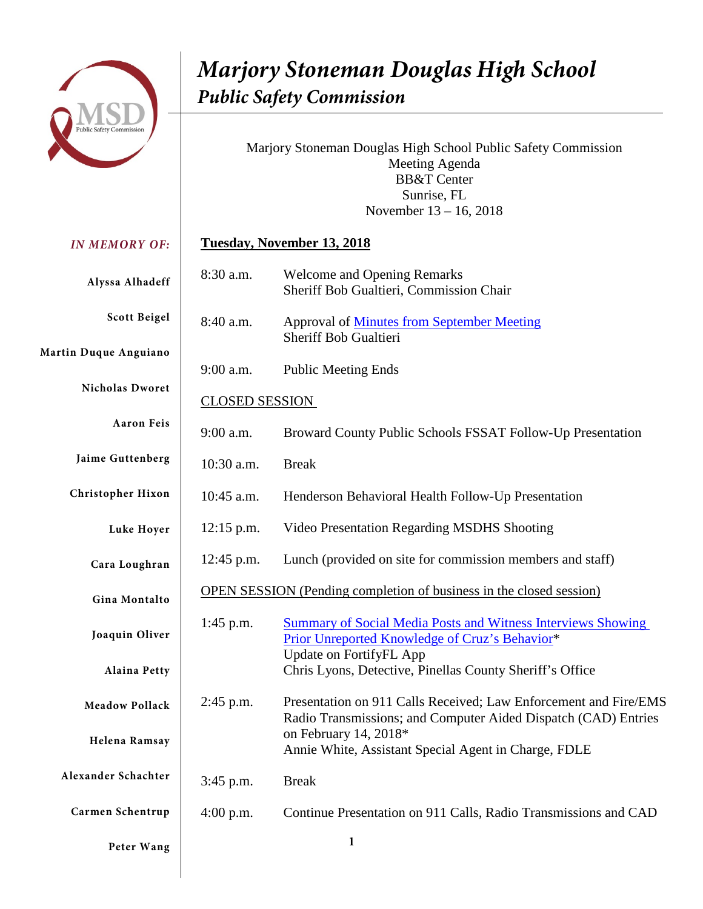# *Marjory Stoneman Douglas High School*
## *Public Safety Commission*

Marjory Stoneman Douglas High School Public Safety Commission
Meeting Agenda
BB&T Center
Sunrise, FL
November 13 – 16, 2018

*IN MEMORY OF:*

**Alyssa Alhadeff**
**Scott Beigel**
**Martin Duque Anguiano**
**Nicholas Dworet**
**Aaron Feis**
**Jaime Guttenberg**
**Christopher Hixon**
**Luke Hoyer**
**Cara Loughran**
**Gina Montalto**
**Joaquin Oliver**
**Alaina Petty**
**Meadow Pollack**
**Helena Ramsay**
**Alexander Schachter**
**Carmen Schentrup**
**Peter Wang**

**Tuesday, November 13, 2018**

| | |
|---|---|
| 8:30 a.m. | Welcome and Opening Remarks<br>Sheriff Bob Gualtieri, Commission Chair |
| 8:40 a.m. | Approval of Minutes from September Meeting<br>Sheriff Bob Gualtieri |
| 9:00 a.m. | Public Meeting Ends |

CLOSED SESSION

| | |
|---|---|
| 9:00 a.m. | Broward County Public Schools FSSAT Follow-Up Presentation |
| 10:30 a.m. | Break |
| 10:45 a.m. | Henderson Behavioral Health Follow-Up Presentation |
| 12:15 p.m. | Video Presentation Regarding MSDHS Shooting |
| 12:45 p.m. | Lunch (provided on site for commission members and staff) |

OPEN SESSION (Pending completion of business in the closed session)

| | |
|---|---|
| 1:45 p.m. | Summary of Social Media Posts and Witness Interviews Showing Prior Unreported Knowledge of Cruz's Behavior*<br>Update on FortifyFL App<br>Chris Lyons, Detective, Pinellas County Sheriff's Office |
| 2:45 p.m. | Presentation on 911 Calls Received; Law Enforcement and Fire/EMS Radio Transmissions; and Computer Aided Dispatch (CAD) Entries on February 14, 2018*<br>Annie White, Assistant Special Agent in Charge, FDLE |
| 3:45 p.m. | Break |
| 4:00 p.m. | Continue Presentation on 911 Calls, Radio Transmissions and CAD |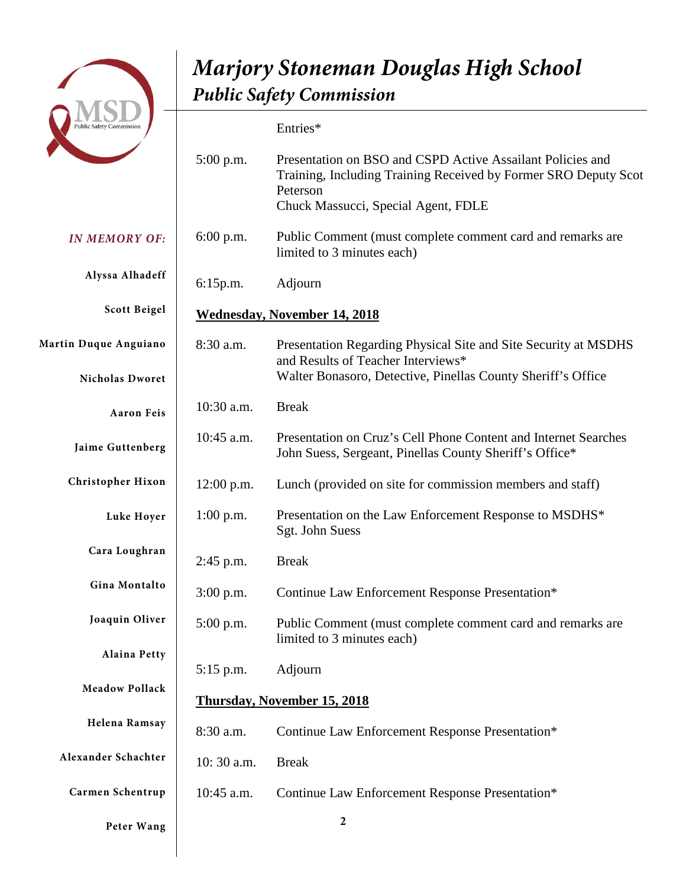# *Marjory Stoneman Douglas High School*

## *Public Safety Commission*

*IN MEMORY OF:*

Alyssa Alhadeff
Scott Beigel
Martin Duque Anguiano
Nicholas Dworet
Aaron Feis
Jaime Guttenberg
Christopher Hixon
Luke Hoyer
Cara Loughran
Gina Montalto
Joaquin Oliver
Alaina Petty
Meadow Pollack
Helena Ramsay
Alexander Schachter
Carmen Schentrup
Peter Wang

| | |
|---|---|
| | Entries* |
| 5:00 p.m. | Presentation on BSO and CSPD Active Assailant Policies and Training, Including Training Received by Former SRO Deputy Scot Peterson<br>Chuck Massucci, Special Agent, FDLE |
| 6:00 p.m. | Public Comment (must complete comment card and remarks are limited to 3 minutes each) |
| 6:15p.m. | Adjourn |

**Wednesday, November 14, 2018**

| | |
|---|---|
| 8:30 a.m. | Presentation Regarding Physical Site and Site Security at MSDHS and Results of Teacher Interviews*<br>Walter Bonasoro, Detective, Pinellas County Sheriff's Office |
| 10:30 a.m. | Break |
| 10:45 a.m. | Presentation on Cruz's Cell Phone Content and Internet Searches<br>John Suess, Sergeant, Pinellas County Sheriff's Office* |
| 12:00 p.m. | Lunch (provided on site for commission members and staff) |
| 1:00 p.m. | Presentation on the Law Enforcement Response to MSDHS*<br>Sgt. John Suess |
| 2:45 p.m. | Break |
| 3:00 p.m. | Continue Law Enforcement Response Presentation* |
| 5:00 p.m. | Public Comment (must complete comment card and remarks are limited to 3 minutes each) |
| 5:15 p.m. | Adjourn |

**Thursday, November 15, 2018**

| | |
|---|---|
| 8:30 a.m. | Continue Law Enforcement Response Presentation* |
| 10: 30 a.m. | Break |
| 10:45 a.m. | Continue Law Enforcement Response Presentation* |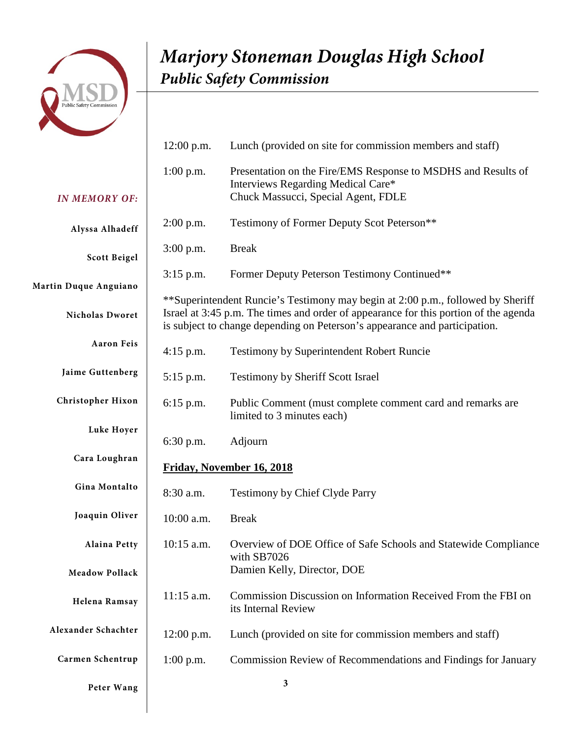# *Marjory Stoneman Douglas High School*
## *Public Safety Commission*

*IN MEMORY OF:*

**Alyssa Alhadeff**

**Scott Beigel**

**Martin Duque Anguiano**

**Nicholas Dworet**

**Aaron Feis**

**Jaime Guttenberg**

**Christopher Hixon**

**Luke Hoyer**

**Cara Loughran**

**Gina Montalto**

**Joaquin Oliver**

**Alaina Petty**

**Meadow Pollack**

**Helena Ramsay**

**Alexander Schachter**

**Carmen Schentrup**

**Peter Wang**

| | |
|---|---|
| 12:00 p.m. | Lunch (provided on site for commission members and staff) |
| 1:00 p.m. | Presentation on the Fire/EMS Response to MSDHS and Results of Interviews Regarding Medical Care*<br>Chuck Massucci, Special Agent, FDLE |
| 2:00 p.m. | Testimony of Former Deputy Scot Peterson** |
| 3:00 p.m. | Break |
| 3:15 p.m. | Former Deputy Peterson Testimony Continued** |

**Superintendent Runcie's Testimony may begin at 2:00 p.m., followed by Sheriff Israel at 3:45 p.m. The times and order of appearance for this portion of the agenda is subject to change depending on Peterson's appearance and participation.

| | |
|---|---|
| 4:15 p.m. | Testimony by Superintendent Robert Runcie |
| 5:15 p.m. | Testimony by Sheriff Scott Israel |
| 6:15 p.m. | Public Comment (must complete comment card and remarks are limited to 3 minutes each) |
| 6:30 p.m. | Adjourn |

**<u>Friday, November 16, 2018</u>**

| | |
|---|---|
| 8:30 a.m. | Testimony by Chief Clyde Parry |
| 10:00 a.m. | Break |
| 10:15 a.m. | Overview of DOE Office of Safe Schools and Statewide Compliance with SB7026<br>Damien Kelly, Director, DOE |
| 11:15 a.m. | Commission Discussion on Information Received From the FBI on its Internal Review |
| 12:00 p.m. | Lunch (provided on site for commission members and staff) |
| 1:00 p.m. | Commission Review of Recommendations and Findings for January |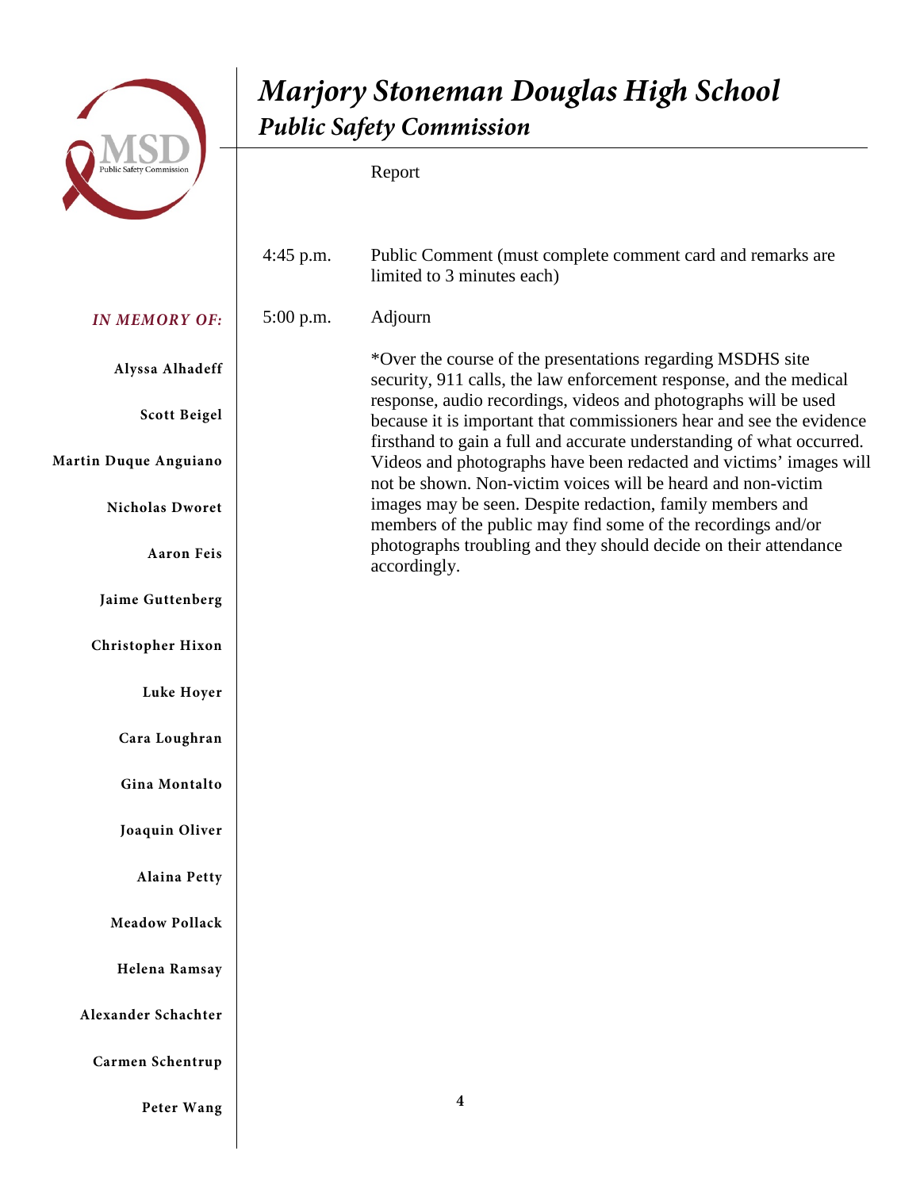# *Marjory Stoneman Douglas High School*

## *Public Safety Commission*

Report

| | |
|---|---|
| 4:45 p.m. | Public Comment (must complete comment card and remarks are limited to 3 minutes each) |
| 5:00 p.m. | Adjourn |

*Over the course of the presentations regarding MSDHS site security, 911 calls, the law enforcement response, and the medical response, audio recordings, videos and photographs will be used because it is important that commissioners hear and see the evidence firsthand to gain a full and accurate understanding of what occurred. Videos and photographs have been redacted and victims' images will not be shown. Non-victim voices will be heard and non-victim images may be seen. Despite redaction, family members and members of the public may find some of the recordings and/or photographs troubling and they should decide on their attendance accordingly.

***IN MEMORY OF:***

**Alyssa Alhadeff**

**Scott Beigel**

**Martin Duque Anguiano**

**Nicholas Dworet**

**Aaron Feis**

**Jaime Guttenberg**

**Christopher Hixon**

**Luke Hoyer**

**Cara Loughran**

**Gina Montalto**

**Joaquin Oliver**

**Alaina Petty**

**Meadow Pollack**

**Helena Ramsay**

**Alexander Schachter**

**Carmen Schentrup**

**Peter Wang**